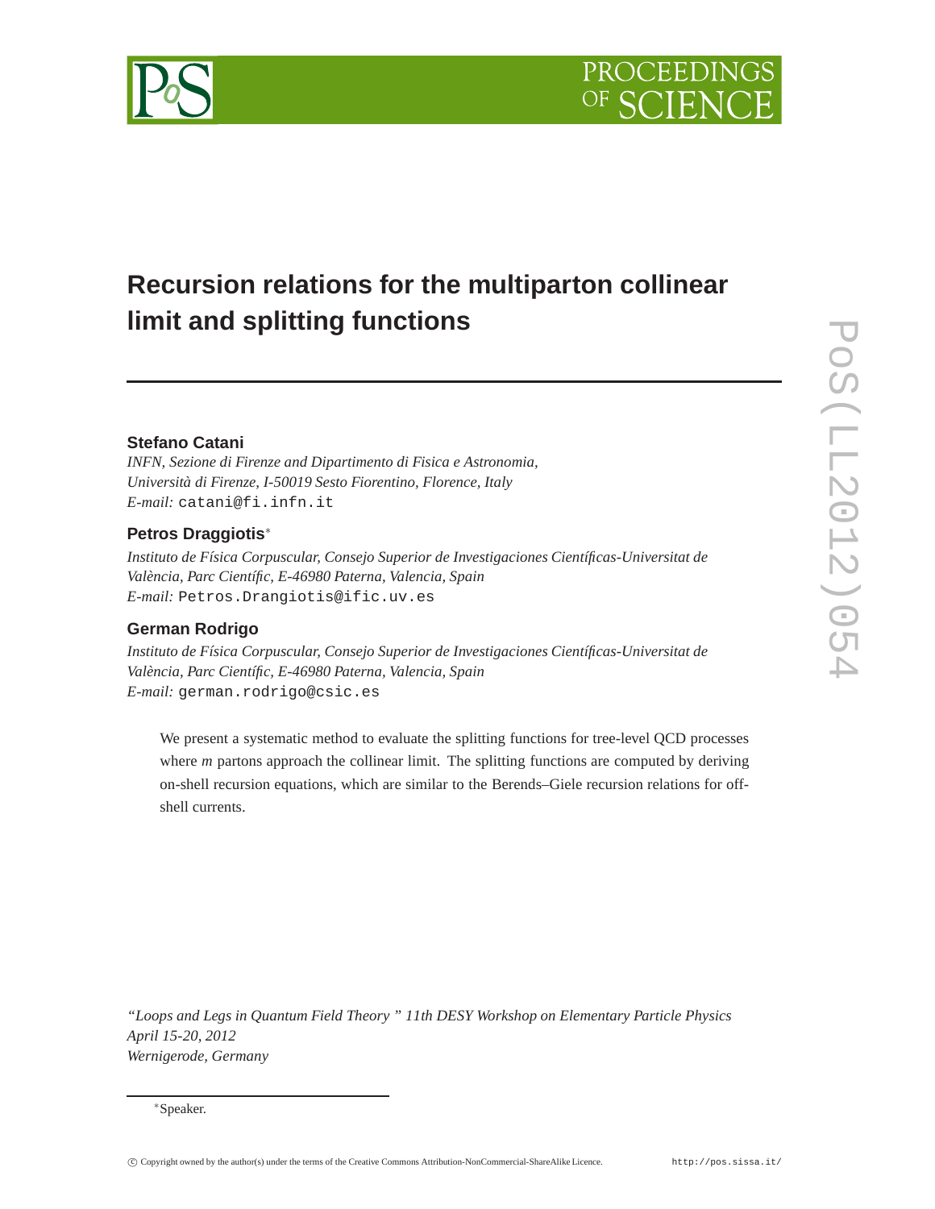# Recursion relations for the multiparton collinear limit and splitting functions

**Stefano Catani**

*INFN, Sezione di Firenze and Dipartimento di Fisica e Astronomia, Università di Firenze, I-50019 Sesto Fiorentino, Florence, Italy*
*E-mail:* catani@fi.infn.it

**Petros Draggiotis**[*]

*Instituto de Física Corpuscular, Consejo Superior de Investigaciones Científicas-Universitat de València, Parc Científic, E-46980 Paterna, Valencia, Spain*
*E-mail:* Petros.Drangiotis@ific.uv.es

**German Rodrigo**

*Instituto de Física Corpuscular, Consejo Superior de Investigaciones Científicas-Universitat de València, Parc Científic, E-46980 Paterna, Valencia, Spain*
*E-mail:* german.rodrigo@csic.es

We present a systematic method to evaluate the splitting functions for tree-level QCD processes where $m$ partons approach the collinear limit. The splitting functions are computed by deriving on-shell recursion equations, which are similar to the Berends–Giele recursion relations for off-shell currents.

*"Loops and Legs in Quantum Field Theory " 11th DESY Workshop on Elementary Particle Physics*
*April 15-20, 2012*
*Wernigerode, Germany*

[*]Speaker.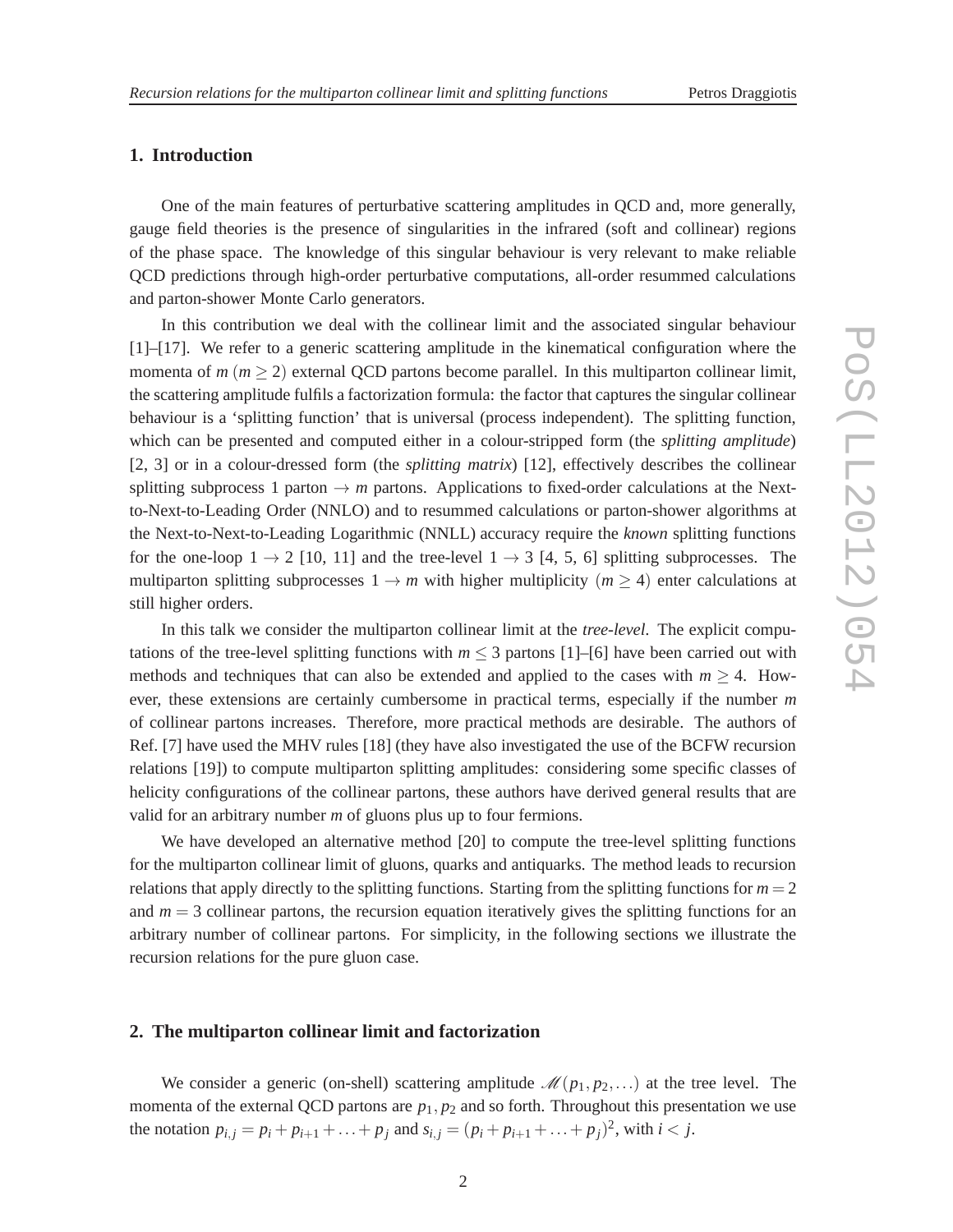## 1. Introduction

One of the main features of perturbative scattering amplitudes in QCD and, more generally, gauge field theories is the presence of singularities in the infrared (soft and collinear) regions of the phase space. The knowledge of this singular behaviour is very relevant to make reliable QCD predictions through high-order perturbative computations, all-order resummed calculations and parton-shower Monte Carlo generators.

In this contribution we deal with the collinear limit and the associated singular behaviour [1]–[17]. We refer to a generic scattering amplitude in the kinematical configuration where the momenta of $m$ ($m \geq 2$) external QCD partons become parallel. In this multiparton collinear limit, the scattering amplitude fulfils a factorization formula: the factor that captures the singular collinear behaviour is a 'splitting function' that is universal (process independent). The splitting function, which can be presented and computed either in a colour-stripped form (the *splitting amplitude*) [2, 3] or in a colour-dressed form (the *splitting matrix*) [12], effectively describes the collinear splitting subprocess 1 parton $\to m$ partons. Applications to fixed-order calculations at the Next-to-Next-to-Leading Order (NNLO) and to resummed calculations or parton-shower algorithms at the Next-to-Next-to-Leading Logarithmic (NNLL) accuracy require the *known* splitting functions for the one-loop $1 \to 2$ [10, 11] and the tree-level $1 \to 3$ [4, 5, 6] splitting subprocesses. The multiparton splitting subprocesses $1 \to m$ with higher multiplicity ($m \geq 4$) enter calculations at still higher orders.

In this talk we consider the multiparton collinear limit at the *tree-level*. The explicit computations of the tree-level splitting functions with $m \leq 3$ partons [1]–[6] have been carried out with methods and techniques that can also be extended and applied to the cases with $m \geq 4$. However, these extensions are certainly cumbersome in practical terms, especially if the number $m$ of collinear partons increases. Therefore, more practical methods are desirable. The authors of Ref. [7] have used the MHV rules [18] (they have also investigated the use of the BCFW recursion relations [19]) to compute multiparton splitting amplitudes: considering some specific classes of helicity configurations of the collinear partons, these authors have derived general results that are valid for an arbitrary number $m$ of gluons plus up to four fermions.

We have developed an alternative method [20] to compute the tree-level splitting functions for the multiparton collinear limit of gluons, quarks and antiquarks. The method leads to recursion relations that apply directly to the splitting functions. Starting from the splitting functions for $m = 2$ and $m = 3$ collinear partons, the recursion equation iteratively gives the splitting functions for an arbitrary number of collinear partons. For simplicity, in the following sections we illustrate the recursion relations for the pure gluon case.

## 2. The multiparton collinear limit and factorization

We consider a generic (on-shell) scattering amplitude $\mathscr{M}(p_1, p_2, \ldots)$ at the tree level. The momenta of the external QCD partons are $p_1, p_2$ and so forth. Throughout this presentation we use the notation $p_{i,j} = p_i + p_{i+1} + \ldots + p_j$ and $s_{i,j} = (p_i + p_{i+1} + \ldots + p_j)^2$, with $i < j$.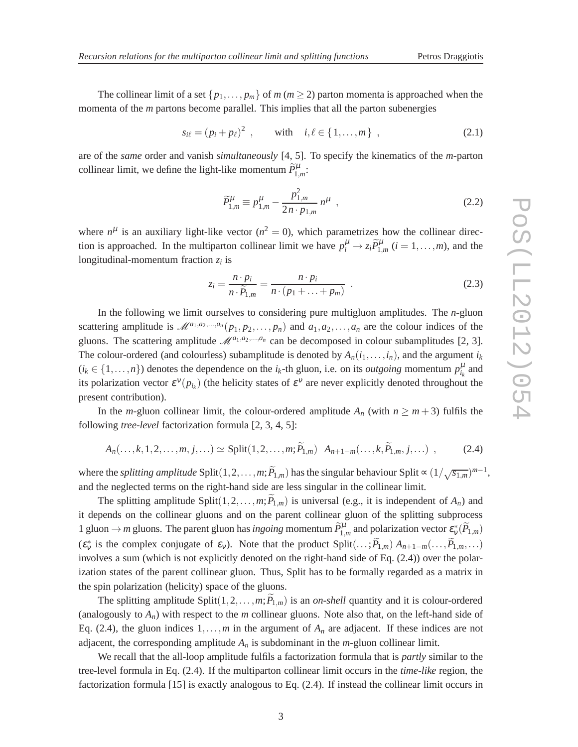The collinear limit of a set $\{p_1, \ldots, p_m\}$ of $m$ ($m \geq 2$) parton momenta is approached when the momenta of the $m$ partons become parallel. This implies that all the parton subenergies

$$s_{i\ell} = (p_i + p_\ell)^2 \ , \qquad \text{with} \quad i, \ell \in \{1, \ldots, m\} \ , \tag{2.1}$$

are of the *same* order and vanish *simultaneously* [4, 5]. To specify the kinematics of the $m$-parton collinear limit, we define the light-like momentum $\widetilde{P}^\mu_{1,m}$:

$$\widetilde{P}^\mu_{1,m} \equiv p^\mu_{1,m} - \frac{p^2_{1,m}}{2\, n \cdot p_{1,m}} \, n^\mu \ , \tag{2.2}$$

where $n^\mu$ is an auxiliary light-like vector ($n^2 = 0$), which parametrizes how the collinear direction is approached. In the multiparton collinear limit we have $p^\mu_i \to z_i \widetilde{P}^\mu_{1,m}$ ($i = 1, \ldots, m$), and the longitudinal-momentum fraction $z_i$ is

$$z_i = \frac{n \cdot p_i}{n \cdot \widetilde{P}_{1,m}} = \frac{n \cdot p_i}{n \cdot (p_1 + \ldots + p_m)} \ . \tag{2.3}$$

In the following we limit ourselves to considering pure multigluon amplitudes. The $n$-gluon scattering amplitude is $\mathscr{M}^{a_1, a_2, \ldots, a_n}(p_1, p_2, \ldots, p_n)$ and $a_1, a_2, \ldots, a_n$ are the colour indices of the gluons. The scattering amplitude $\mathscr{M}^{a_1, a_2, \ldots, a_n}$ can be decomposed in colour subamplitudes [2, 3]. The colour-ordered (and colourless) subamplitude is denoted by $A_n(i_1, \ldots, i_n)$, and the argument $i_k$ ($i_k \in \{1, \ldots, n\}$) denotes the dependence on the $i_k$-th gluon, i.e. on its *outgoing* momentum $p^\mu_{i_k}$ and its polarization vector $\varepsilon^\nu(p_{i_k})$ (the helicity states of $\varepsilon^\nu$ are never explicitly denoted throughout the present contribution).

In the $m$-gluon collinear limit, the colour-ordered amplitude $A_n$ (with $n \geq m+3$) fulfils the following *tree-level* factorization formula [2, 3, 4, 5]:

$$A_n(\ldots, k, 1, 2, \ldots, m, j, \ldots) \simeq \text{Split}(1, 2, \ldots, m; \widetilde{P}_{1,m}) \ \ A_{n+1-m}(\ldots, k, \widetilde{P}_{1,m}, j, \ldots) \ , \tag{2.4}$$

where the *splitting amplitude* $\text{Split}(1, 2, \ldots, m; \widetilde{P}_{1,m})$ has the singular behaviour $\text{Split} \propto (1/\sqrt{s_{1,m}})^{m-1}$, and the neglected terms on the right-hand side are less singular in the collinear limit.

The splitting amplitude $\text{Split}(1, 2, \ldots, m; \widetilde{P}_{1,m})$ is universal (e.g., it is independent of $A_n$) and it depends on the collinear gluons and on the parent collinear gluon of the splitting subprocess 1 gluon $\to m$ gluons. The parent gluon has *ingoing* momentum $\widetilde{P}^\mu_{1,m}$ and polarization vector $\varepsilon^*_\nu(\widetilde{P}_{1,m})$ ($\varepsilon^*_\nu$ is the complex conjugate of $\varepsilon_\nu$). Note that the product $\text{Split}(\ldots; \widetilde{P}_{1,m}) \, A_{n+1-m}(\ldots, \widetilde{P}_{1,m}, \ldots)$ involves a sum (which is not explicitly denoted on the right-hand side of Eq. (2.4)) over the polarization states of the parent collinear gluon. Thus, Split has to be formally regarded as a matrix in the spin polarization (helicity) space of the gluons.

The splitting amplitude $\text{Split}(1, 2, \ldots, m; \widetilde{P}_{1,m})$ is an *on-shell* quantity and it is colour-ordered (analogously to $A_n$) with respect to the $m$ collinear gluons. Note also that, on the left-hand side of Eq. (2.4), the gluon indices $1, \ldots, m$ in the argument of $A_n$ are adjacent. If these indices are not adjacent, the corresponding amplitude $A_n$ is subdominant in the $m$-gluon collinear limit.

We recall that the all-loop amplitude fulfils a factorization formula that is *partly* similar to the tree-level formula in Eq. (2.4). If the multiparton collinear limit occurs in the *time-like* region, the factorization formula [15] is exactly analogous to Eq. (2.4). If instead the collinear limit occurs in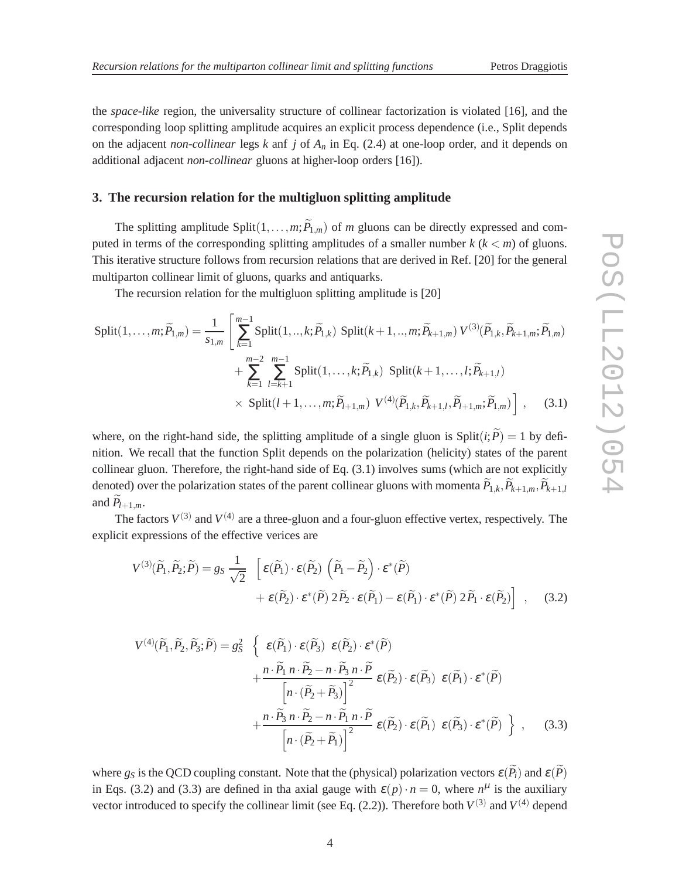the *space-like* region, the universality structure of collinear factorization is violated [16], and the corresponding loop splitting amplitude acquires an explicit process dependence (i.e., Split depends on the adjacent *non-collinear* legs $k$ anf $j$ of $A_n$ in Eq. (2.4) at one-loop order, and it depends on additional adjacent *non-collinear* gluons at higher-loop orders [16]).

## 3. The recursion relation for the multigluon splitting amplitude

The splitting amplitude $\text{Split}(1,\ldots,m;\widetilde{P}_{1,m})$ of $m$ gluons can be directly expressed and computed in terms of the corresponding splitting amplitudes of a smaller number $k$ ($k < m$) of gluons. This iterative structure follows from recursion relations that are derived in Ref. [20] for the general multiparton collinear limit of gluons, quarks and antiquarks.

The recursion relation for the multigluon splitting amplitude is [20]

$$
\begin{aligned}
\text{Split}(1,\ldots,m;\widetilde{P}_{1,m}) = \frac{1}{s_{1,m}} \Bigg[ & \sum_{k=1}^{m-1} \text{Split}(1,..,k;\widetilde{P}_{1,k})\ \text{Split}(k+1,..,m;\widetilde{P}_{k+1,m})\, V^{(3)}(\widetilde{P}_{1,k},\widetilde{P}_{k+1,m};\widetilde{P}_{1,m}) \\
& + \sum_{k=1}^{m-2} \sum_{l=k+1}^{m-1} \text{Split}(1,\ldots,k;\widetilde{P}_{1,k})\ \text{Split}(k+1,\ldots,l;\widetilde{P}_{k+1,l}) \\
& \times\ \text{Split}(l+1,\ldots,m;\widetilde{P}_{l+1,m})\ V^{(4)}(\widetilde{P}_{1,k},\widetilde{P}_{k+1,l},\widetilde{P}_{l+1,m};\widetilde{P}_{1,m}) \Bigg] \,, \qquad (3.1)
\end{aligned}
$$

where, on the right-hand side, the splitting amplitude of a single gluon is $\text{Split}(i;\widetilde{P}) = 1$ by definition. We recall that the function Split depends on the polarization (helicity) states of the parent collinear gluon. Therefore, the right-hand side of Eq. (3.1) involves sums (which are not explicitly denoted) over the polarization states of the parent collinear gluons with momenta $\widetilde{P}_{1,k}, \widetilde{P}_{k+1,m}, \widetilde{P}_{k+1,l}$ and $\widetilde{P}_{l+1,m}$.

The factors $V^{(3)}$ and $V^{(4)}$ are a three-gluon and a four-gluon effective vertex, respectively. The explicit expressions of the effective verices are

$$
\begin{aligned}
V^{(3)}(\widetilde{P}_1,\widetilde{P}_2;\widetilde{P}) = g_S\, \frac{1}{\sqrt{2}}\ \ \Big[ & \varepsilon(\widetilde{P}_1)\cdot\varepsilon(\widetilde{P}_2)\ \Big(\widetilde{P}_1 - \widetilde{P}_2\Big)\cdot\varepsilon^*(\widetilde{P}) \\
& + \varepsilon(\widetilde{P}_2)\cdot\varepsilon^*(\widetilde{P})\, 2\widetilde{P}_2\cdot\varepsilon(\widetilde{P}_1) - \varepsilon(\widetilde{P}_1)\cdot\varepsilon^*(\widetilde{P})\, 2\widetilde{P}_1\cdot\varepsilon(\widetilde{P}_2)\Big] \,, \qquad (3.2)
\end{aligned}
$$

$$
\begin{aligned}
V^{(4)}(\widetilde{P}_1,\widetilde{P}_2,\widetilde{P}_3;\widetilde{P}) = g_S^2\ \ \Big\{ & \varepsilon(\widetilde{P}_1)\cdot\varepsilon(\widetilde{P}_3)\ \ \varepsilon(\widetilde{P}_2)\cdot\varepsilon^*(\widetilde{P}) \\
& + \frac{n\cdot\widetilde{P}_1\, n\cdot\widetilde{P}_2 - n\cdot\widetilde{P}_3\, n\cdot\widetilde{P}}{\Big[n\cdot(\widetilde{P}_2+\widetilde{P}_3)\Big]^2}\ \varepsilon(\widetilde{P}_2)\cdot\varepsilon(\widetilde{P}_3)\ \ \varepsilon(\widetilde{P}_1)\cdot\varepsilon^*(\widetilde{P}) \\
& + \frac{n\cdot\widetilde{P}_3\, n\cdot\widetilde{P}_2 - n\cdot\widetilde{P}_1\, n\cdot\widetilde{P}}{\Big[n\cdot(\widetilde{P}_2+\widetilde{P}_1)\Big]^2}\ \varepsilon(\widetilde{P}_2)\cdot\varepsilon(\widetilde{P}_1)\ \ \varepsilon(\widetilde{P}_3)\cdot\varepsilon^*(\widetilde{P})\ \Big\} \,, \qquad (3.3)
\end{aligned}
$$

where $g_S$ is the QCD coupling constant. Note that the (physical) polarization vectors $\varepsilon(\widetilde{P}_i)$ and $\varepsilon(\widetilde{P})$ in Eqs. (3.2) and (3.3) are defined in tha axial gauge with $\varepsilon(p)\cdot n = 0$, where $n^\mu$ is the auxiliary vector introduced to specify the collinear limit (see Eq. (2.2)). Therefore both $V^{(3)}$ and $V^{(4)}$ depend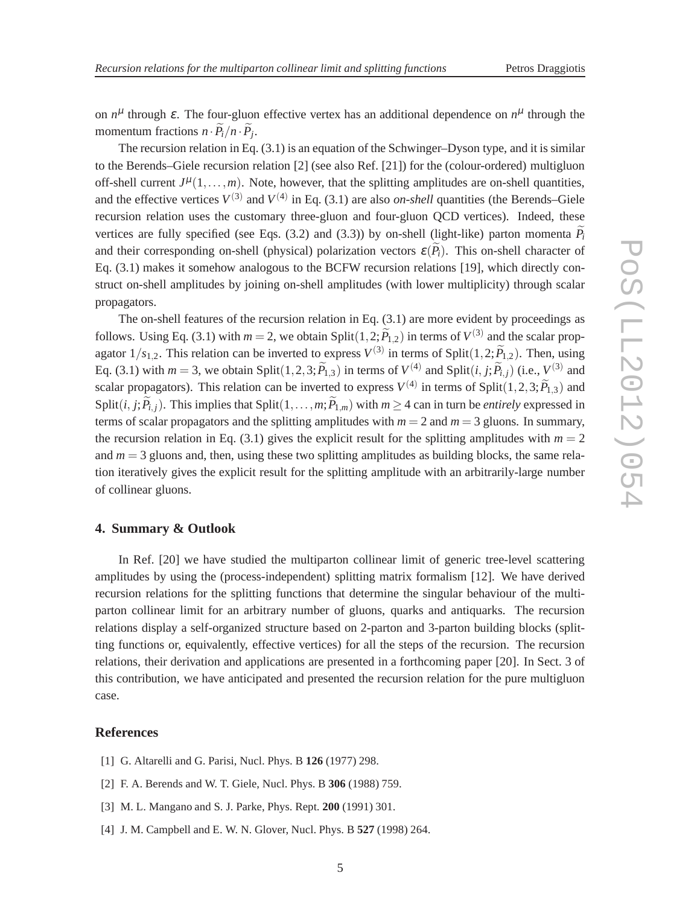on $n^\mu$ through $\varepsilon$. The four-gluon effective vertex has an additional dependence on $n^\mu$ through the momentum fractions $n \cdot \widetilde{P}_i / n \cdot \widetilde{P}_j$.

The recursion relation in Eq. (3.1) is an equation of the Schwinger–Dyson type, and it is similar to the Berends–Giele recursion relation [2] (see also Ref. [21]) for the (colour-ordered) multigluon off-shell current $J^\mu(1,\ldots,m)$. Note, however, that the splitting amplitudes are on-shell quantities, and the effective vertices $V^{(3)}$ and $V^{(4)}$ in Eq. (3.1) are also *on-shell* quantities (the Berends–Giele recursion relation uses the customary three-gluon and four-gluon QCD vertices). Indeed, these vertices are fully specified (see Eqs. (3.2) and (3.3)) by on-shell (light-like) parton momenta $\widetilde{P}_i$ and their corresponding on-shell (physical) polarization vectors $\varepsilon(\widetilde{P}_i)$. This on-shell character of Eq. (3.1) makes it somehow analogous to the BCFW recursion relations [19], which directly construct on-shell amplitudes by joining on-shell amplitudes (with lower multiplicity) through scalar propagators.

The on-shell features of the recursion relation in Eq. (3.1) are more evident by proceedings as follows. Using Eq. (3.1) with $m = 2$, we obtain $\mathrm{Split}(1,2;\widetilde{P}_{1,2})$ in terms of $V^{(3)}$ and the scalar propagator $1/s_{1,2}$. This relation can be inverted to express $V^{(3)}$ in terms of $\mathrm{Split}(1,2;\widetilde{P}_{1,2})$. Then, using Eq. (3.1) with $m = 3$, we obtain $\mathrm{Split}(1,2,3;\widetilde{P}_{1,3})$ in terms of $V^{(4)}$ and $\mathrm{Split}(i,j;\widetilde{P}_{i,j})$ (i.e., $V^{(3)}$ and scalar propagators). This relation can be inverted to express $V^{(4)}$ in terms of $\mathrm{Split}(1,2,3;\widetilde{P}_{1,3})$ and $\mathrm{Split}(i,j;\widetilde{P}_{i,j})$. This implies that $\mathrm{Split}(1,\ldots,m;\widetilde{P}_{1,m})$ with $m \geq 4$ can in turn be *entirely* expressed in terms of scalar propagators and the splitting amplitudes with $m = 2$ and $m = 3$ gluons. In summary, the recursion relation in Eq. (3.1) gives the explicit result for the splitting amplitudes with $m = 2$ and $m = 3$ gluons and, then, using these two splitting amplitudes as building blocks, the same relation iteratively gives the explicit result for the splitting amplitude with an arbitrarily-large number of collinear gluons.

## 4. Summary & Outlook

In Ref. [20] we have studied the multiparton collinear limit of generic tree-level scattering amplitudes by using the (process-independent) splitting matrix formalism [12]. We have derived recursion relations for the splitting functions that determine the singular behaviour of the multiparton collinear limit for an arbitrary number of gluons, quarks and antiquarks. The recursion relations display a self-organized structure based on 2-parton and 3-parton building blocks (splitting functions or, equivalently, effective vertices) for all the steps of the recursion. The recursion relations, their derivation and applications are presented in a forthcoming paper [20]. In Sect. 3 of this contribution, we have anticipated and presented the recursion relation for the pure multigluon case.

## References

[1] G. Altarelli and G. Parisi, Nucl. Phys. B **126** (1977) 298.

[2] F. A. Berends and W. T. Giele, Nucl. Phys. B **306** (1988) 759.

[3] M. L. Mangano and S. J. Parke, Phys. Rept. **200** (1991) 301.

[4] J. M. Campbell and E. W. N. Glover, Nucl. Phys. B **527** (1998) 264.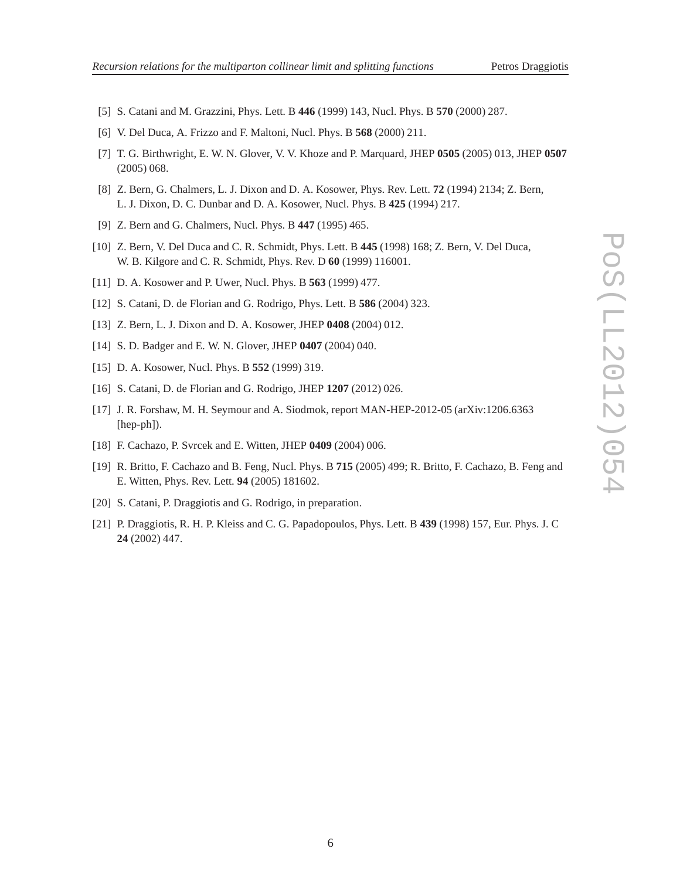[5] S. Catani and M. Grazzini, Phys. Lett. B **446** (1999) 143, Nucl. Phys. B **570** (2000) 287.

[6] V. Del Duca, A. Frizzo and F. Maltoni, Nucl. Phys. B **568** (2000) 211.

[7] T. G. Birthwright, E. W. N. Glover, V. V. Khoze and P. Marquard, JHEP **0505** (2005) 013, JHEP **0507** (2005) 068.

[8] Z. Bern, G. Chalmers, L. J. Dixon and D. A. Kosower, Phys. Rev. Lett. **72** (1994) 2134; Z. Bern, L. J. Dixon, D. C. Dunbar and D. A. Kosower, Nucl. Phys. B **425** (1994) 217.

[9] Z. Bern and G. Chalmers, Nucl. Phys. B **447** (1995) 465.

[10] Z. Bern, V. Del Duca and C. R. Schmidt, Phys. Lett. B **445** (1998) 168; Z. Bern, V. Del Duca, W. B. Kilgore and C. R. Schmidt, Phys. Rev. D **60** (1999) 116001.

[11] D. A. Kosower and P. Uwer, Nucl. Phys. B **563** (1999) 477.

[12] S. Catani, D. de Florian and G. Rodrigo, Phys. Lett. B **586** (2004) 323.

[13] Z. Bern, L. J. Dixon and D. A. Kosower, JHEP **0408** (2004) 012.

[14] S. D. Badger and E. W. N. Glover, JHEP **0407** (2004) 040.

[15] D. A. Kosower, Nucl. Phys. B **552** (1999) 319.

[16] S. Catani, D. de Florian and G. Rodrigo, JHEP **1207** (2012) 026.

[17] J. R. Forshaw, M. H. Seymour and A. Siodmok, report MAN-HEP-2012-05 (arXiv:1206.6363 [hep-ph]).

[18] F. Cachazo, P. Svrcek and E. Witten, JHEP **0409** (2004) 006.

[19] R. Britto, F. Cachazo and B. Feng, Nucl. Phys. B **715** (2005) 499; R. Britto, F. Cachazo, B. Feng and E. Witten, Phys. Rev. Lett. **94** (2005) 181602.

[20] S. Catani, P. Draggiotis and G. Rodrigo, in preparation.

[21] P. Draggiotis, R. H. P. Kleiss and C. G. Papadopoulos, Phys. Lett. B **439** (1998) 157, Eur. Phys. J. C **24** (2002) 447.